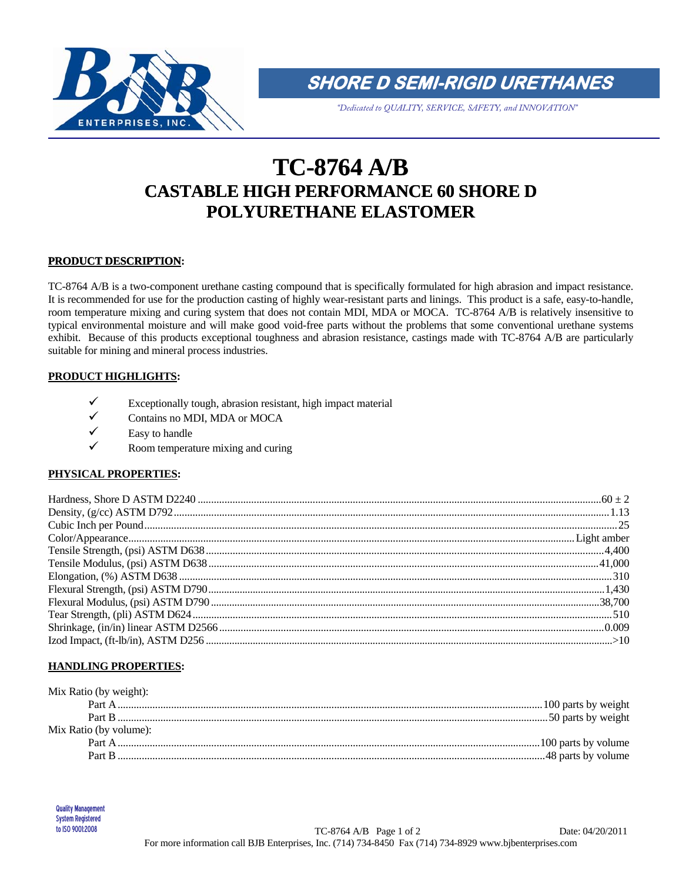## SHORE D SEMI-RIGID URETHANES

*"Dedicated to QUALITY, SERVICE, SAFETY, and INNOVATION"*

# TC-8764 A/B

## CASTABLE HIGH PERFORMANCE 60 SHORE D POLYURETHANE ELASTOMER

### PRODUCT DESCRIPTION:

TC-8764 A/B is a two-component urethane casting compound that is specifically formulated for high abrasion and impact resistance. It is recommended for use for the production casting of highly wear-resistant parts and linings. This product is a safe, easy-to-handle, room temperature mixing and curing system that does not contain MDI, MDA or MOCA. TC-8764 A/B is relatively insensitive to typical environmental moisture and will make good void-free parts without the problems that some conventional urethane systems exhibit. Because of this products exceptional toughness and abrasion resistance, castings made with TC-8764 A/B are particularly suitable for mining and mineral process industries.

### PRODUCT HIGHLIGHTS:

- ✓ Exceptionally tough, abrasion resistant, high impact material
- ✓ Contains no MDI, MDA or MOCA
- ✓ Easy to handle
- ✓ Room temperature mixing and curing

### PHYSICAL PROPERTIES:

| Property | Value |
|---|---|
| Hardness, Shore D ASTM D2240 | 60 ± 2 |
| Density, (g/cc) ASTM D792 | 1.13 |
| Cubic Inch per Pound | 25 |
| Color/Appearance | Light amber |
| Tensile Strength, (psi) ASTM D638 | 4,400 |
| Tensile Modulus, (psi) ASTM D638 | 41,000 |
| Elongation, (%) ASTM D638 | 310 |
| Flexural Strength, (psi) ASTM D790 | 1,430 |
| Flexural Modulus, (psi) ASTM D790 | 38,700 |
| Tear Strength, (pli) ASTM D624 | 510 |
| Shrinkage, (in/in) linear ASTM D2566 | 0.009 |
| Izod Impact, (ft-lb/in), ASTM D256 | >10 |

### HANDLING PROPERTIES:

| Property | Value |
|---|---|
| **Mix Ratio (by weight):** | |
| Part A | 100 parts by weight |
| Part B | 50 parts by weight |
| **Mix Ratio (by volume):** | |
| Part A | 100 parts by volume |
| Part B | 48 parts by volume |

Quality Management System Registered to ISO 9001:2008

Date: 04/20/2011

For more information call BJB Enterprises, Inc. (714) 734-8450 Fax (714) 734-8929 www.bjbenterprises.com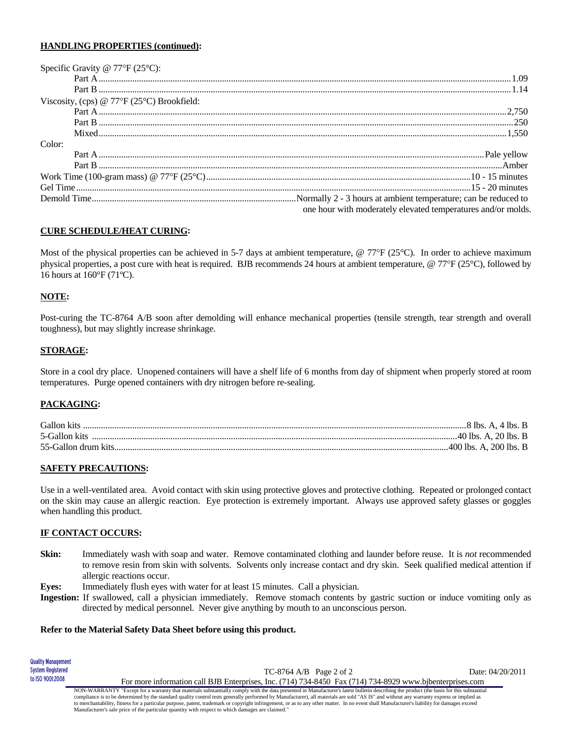**HANDLING PROPERTIES (continued):**

| | |
|---|---|
| Specific Gravity @ 77°F (25°C): | |
| Part A | 1.09 |
| Part B | 1.14 |
| Viscosity, (cps) @ 77°F (25°C) Brookfield: | |
| Part A | 2,750 |
| Part B | 250 |
| Mixed | 1,550 |
| Color: | |
| Part A | Pale yellow |
| Part B | Amber |
| Work Time (100-gram mass) @ 77°F (25°C) | 10 - 15 minutes |
| Gel Time | 15 - 20 minutes |
| Demold Time | Normally 2 - 3 hours at ambient temperature; can be reduced to one hour with moderately elevated temperatures and/or molds. |

**CURE SCHEDULE/HEAT CURING:**

Most of the physical properties can be achieved in 5-7 days at ambient temperature, @ 77°F (25°C). In order to achieve maximum physical properties, a post cure with heat is required. BJB recommends 24 hours at ambient temperature, @ 77°F (25°C), followed by 16 hours at 160°F (71ºC).

**NOTE:**

Post-curing the TC-8764 A/B soon after demolding will enhance mechanical properties (tensile strength, tear strength and overall toughness), but may slightly increase shrinkage.

**STORAGE:**

Store in a cool dry place. Unopened containers will have a shelf life of 6 months from day of shipment when properly stored at room temperatures. Purge opened containers with dry nitrogen before re-sealing.

**PACKAGING:**

| | |
|---|---|
| Gallon kits | 8 lbs. A, 4 lbs. B |
| 5-Gallon kits | 40 lbs. A, 20 lbs. B |
| 55-Gallon drum kits | 400 lbs. A, 200 lbs. B |

**SAFETY PRECAUTIONS:**

Use in a well-ventilated area. Avoid contact with skin using protective gloves and protective clothing. Repeated or prolonged contact on the skin may cause an allergic reaction. Eye protection is extremely important. Always use approved safety glasses or goggles when handling this product.

**IF CONTACT OCCURS:**

**Skin:** Immediately wash with soap and water. Remove contaminated clothing and launder before reuse. It is *not* recommended to remove resin from skin with solvents. Solvents only increase contact and dry skin. Seek qualified medical attention if allergic reactions occur.

**Eyes:** Immediately flush eyes with water for at least 15 minutes. Call a physician.

**Ingestion:** If swallowed, call a physician immediately. Remove stomach contents by gastric suction or induce vomiting only as directed by medical personnel. Never give anything by mouth to an unconscious person.

**Refer to the Material Safety Data Sheet before using this product.**

Quality Management System Registered to ISO 9001:2008

TC-8764 A/B Date: 04/20/2011

For more information call BJB Enterprises, Inc. (714) 734-8450 Fax (714) 734-8929 www.bjbenterprises.com

NON-WARRANTY "Except for a warranty that materials substantially comply with the data presented in Manufacturer's latest bulletin describing the product (the basis for this substantial compliance is to be determined by the standard quality control tests generally performed by Manufacturer), all materials are sold "AS IS" and without any warranty express or implied as to merchantability, fitness for a particular purpose, patent, trademark or copyright infringement, or as to any other matter. In no event shall Manufacturer's liability for damages exceed Manufacturer's sale price of the particular quantity with respect to which damages are claimed."